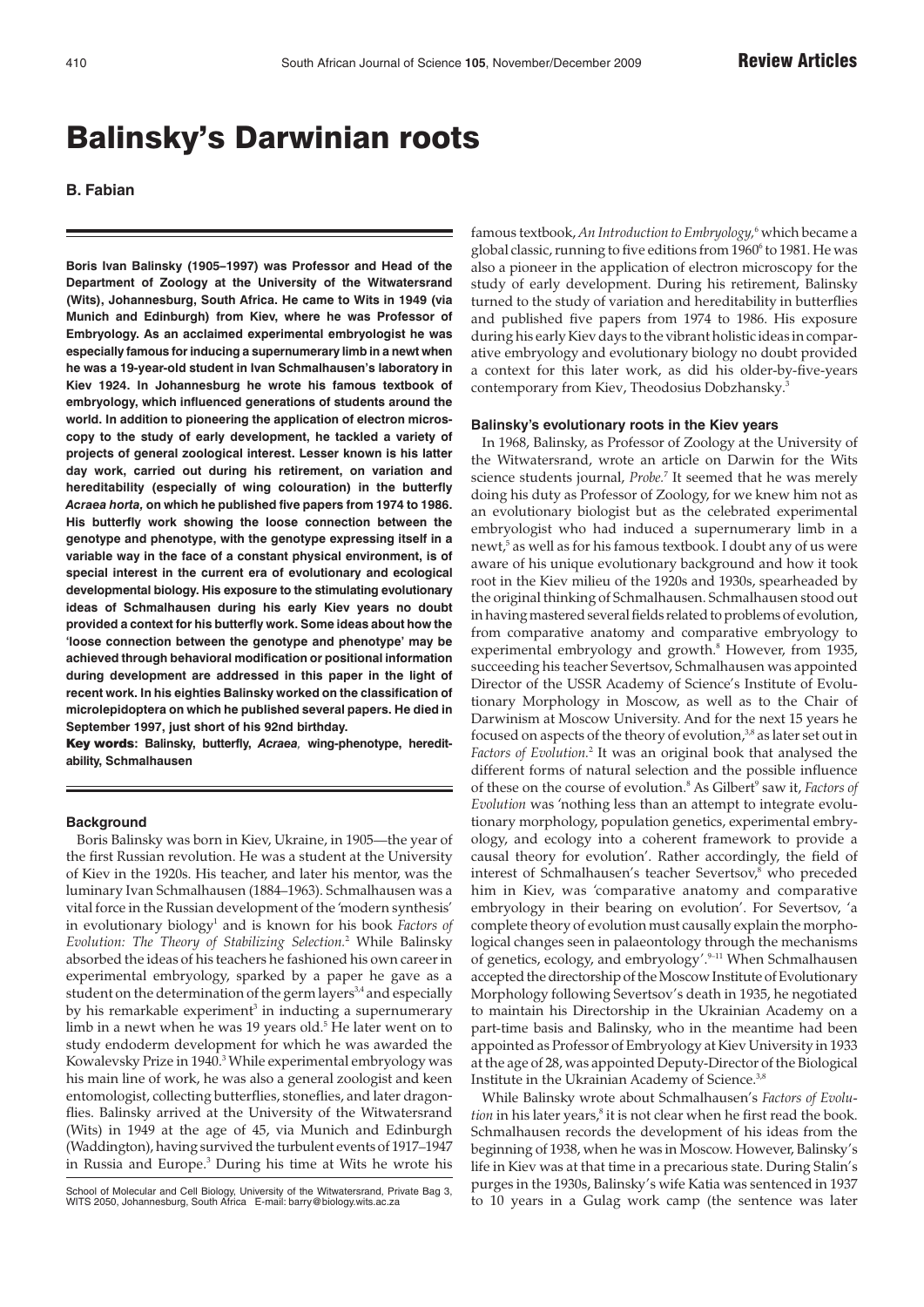# Balinsky's Darwinian roots

**B. Fabian**

**Boris Ivan Balinsky (1905–1997) was Professor and Head of the Department of Zoology at the University of the Witwatersrand (Wits), Johannesburg, South Africa. He came to Wits in 1949 (via Munich and Edinburgh) from Kiev, where he was Professor of Embryology. As an acclaimed experimental embryologist he was especially famous for inducing a supernumerary limb in a newt when he was a 19-year-old student in Ivan Schmalhausen's laboratory in Kiev 1924. In Johannesburg he wrote his famous textbook of embryology, which influenced generations of students around the world. In addition to pioneering the application of electron microscopy to the study of early development, he tackled a variety of projects of general zoological interest. Lesser known is his latter day work, carried out during his retirement, on variation and hereditability (especially of wing colouration) in the butterfly *Acraea horta*, on which he published five papers from 1974 to 1986. His butterfly work showing the loose connection between the genotype and phenotype, with the genotype expressing itself in a variable way in the face of a constant physical environment, is of special interest in the current era of evolutionary and ecological developmental biology. His exposure to the stimulating evolutionary ideas of Schmalhausen during his early Kiev years no doubt provided a context for his butterfly work. Some ideas about how the 'loose connection between the genotype and phenotype' may be achieved through behavioral modification or positional information during development are addressed in this paper in the light of recent work. In his eighties Balinsky worked on the classification of microlepidoptera on which he published several papers. He died in September 1997, just short of his 92nd birthday.**

**Key words: Balinsky, butterfly, *Acraea*, wing-phenotype, hereditability, Schmalhausen**

## Background

Boris Balinsky was born in Kiev, Ukraine, in 1905—the year of the first Russian revolution. He was a student at the University of Kiev in the 1920s. His teacher, and later his mentor, was the luminary Ivan Schmalhausen (1884–1963). Schmalhausen was a vital force in the Russian development of the 'modern synthesis' in evolutionary biology[1] and is known for his book *Factors of Evolution: The Theory of Stabilizing Selection.*[2] While Balinsky absorbed the ideas of his teachers he fashioned his own career in experimental embryology, sparked by a paper he gave as a student on the determination of the germ layers[3,4] and especially by his remarkable experiment[5] in inducting a supernumerary limb in a newt when he was 19 years old.[5] He later went on to study endoderm development for which he was awarded the Kowalevsky Prize in 1940.[3] While experimental embryology was his main line of work, he was also a general zoologist and keen entomologist, collecting butterflies, stoneflies, and later dragonflies. Balinsky arrived at the University of the Witwatersrand (Wits) in 1949 at the age of 45, via Munich and Edinburgh (Waddington), having survived the turbulent events of 1917–1947 in Russia and Europe.[3] During his time at Wits he wrote his famous textbook, *An Introduction to Embryology*,[6] which became a global classic, running to five editions from 1960[6] to 1981. He was also a pioneer in the application of electron microscopy for the study of early development. During his retirement, Balinsky turned to the study of variation and hereditability in butterflies and published five papers from 1974 to 1986. His exposure during his early Kiev days to the vibrant holistic ideas in comparative embryology and evolutionary biology no doubt provided a context for this later work, as did his older-by-five-years contemporary from Kiev, Theodosius Dobzhansky.[3]

School of Molecular and Cell Biology, University of the Witwatersrand, Private Bag 3, WITS 2050, Johannesburg, South Africa E-mail: barry@biology.wits.ac.za

## Balinsky's evolutionary roots in the Kiev years

In 1968, Balinsky, as Professor of Zoology at the University of the Witwatersrand, wrote an article on Darwin for the Wits science students journal, *Probe*.[7] It seemed that he was merely doing his duty as Professor of Zoology, for we knew him not as an evolutionary biologist but as the celebrated experimental embryologist who had induced a supernumerary limb in a newt,[5] as well as for his famous textbook. I doubt any of us were aware of his unique evolutionary background and how it took root in the Kiev milieu of the 1920s and 1930s, spearheaded by the original thinking of Schmalhausen. Schmalhausen stood out in having mastered several fields related to problems of evolution, from comparative anatomy and comparative embryology to experimental embryology and growth.[8] However, from 1935, succeeding his teacher Severtsov, Schmalhausen was appointed Director of the USSR Academy of Science's Institute of Evolutionary Morphology in Moscow, as well as to the Chair of Darwinism at Moscow University. And for the next 15 years he focused on aspects of the theory of evolution,[3,8] as later set out in *Factors of Evolution*.[2] It was an original book that analysed the different forms of natural selection and the possible influence of these on the course of evolution.[8] As Gilbert[9] saw it, *Factors of Evolution* was 'nothing less than an attempt to integrate evolutionary morphology, population genetics, experimental embryology, and ecology into a coherent framework to provide a causal theory for evolution'. Rather accordingly, the field of interest of Schmalhausen's teacher Severtsov,[8] who preceded him in Kiev, was 'comparative anatomy and comparative embryology in their bearing on evolution'. For Severtsov, 'a complete theory of evolution must causally explain the morphological changes seen in palaeontology through the mechanisms of genetics, ecology, and embryology'.[9–11] When Schmalhausen accepted the directorship of the Moscow Institute of Evolutionary Morphology following Severtsov's death in 1935, he negotiated to maintain his Directorship in the Ukrainian Academy on a part-time basis and Balinsky, who in the meantime had been appointed as Professor of Embryology at Kiev University in 1933 at the age of 28, was appointed Deputy-Director of the Biological Institute in the Ukrainian Academy of Science.[3,8]

While Balinsky wrote about Schmalhausen's *Factors of Evolution* in his later years,[8] it is not clear when he first read the book. Schmalhausen records the development of his ideas from the beginning of 1938, when he was in Moscow. However, Balinsky's life in Kiev was at that time in a precarious state. During Stalin's purges in the 1930s, Balinsky's wife Katia was sentenced in 1937 to 10 years in a Gulag work camp (the sentence was later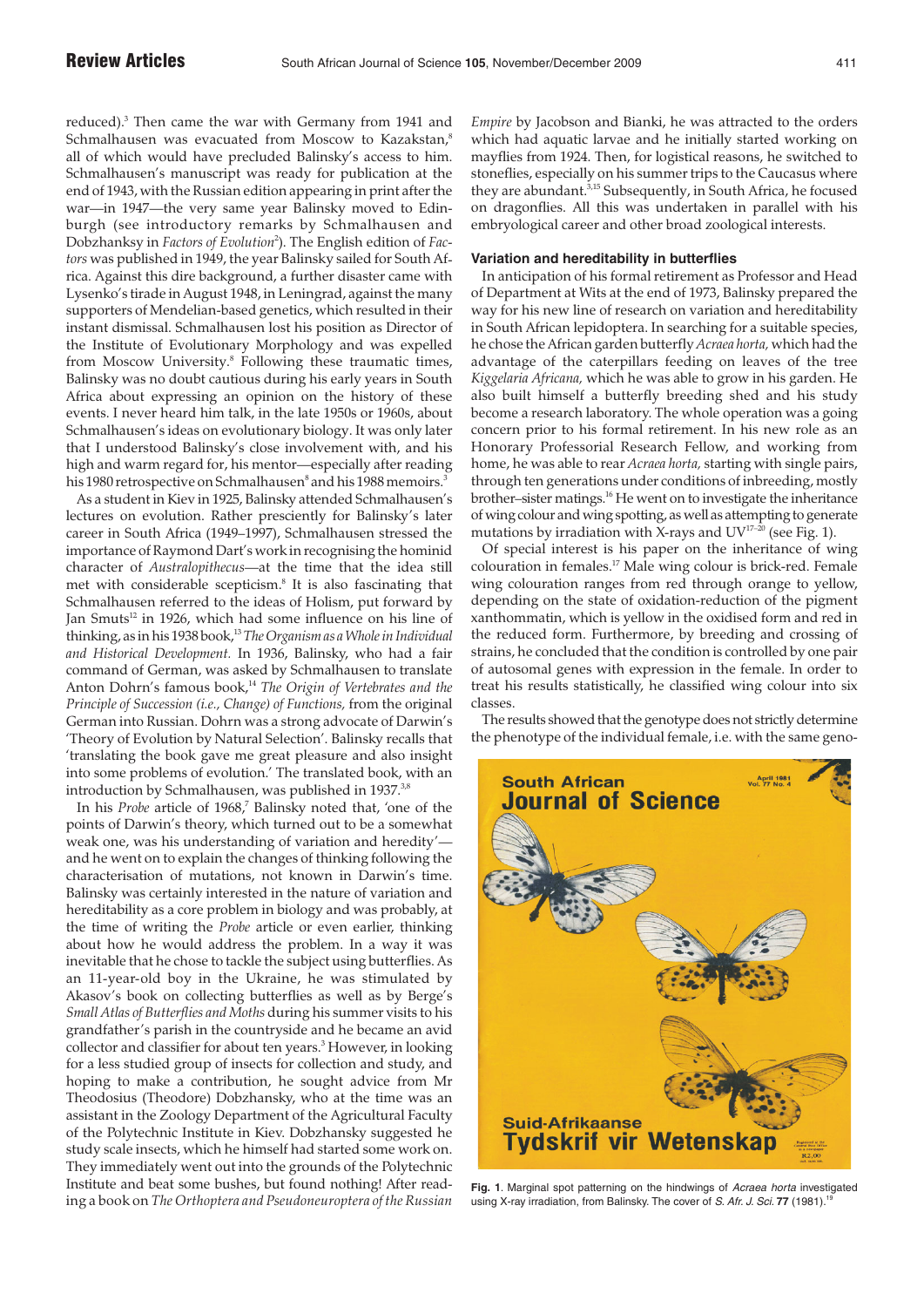reduced).[3] Then came the war with Germany from 1941 and Schmalhausen was evacuated from Moscow to Kazakstan,[8] all of which would have precluded Balinsky's access to him. Schmalhausen's manuscript was ready for publication at the end of 1943, with the Russian edition appearing in print after the war—in 1947—the very same year Balinsky moved to Edinburgh (see introductory remarks by Schmalhausen and Dobzhanksy in *Factors of Evolution*[2]). The English edition of *Factors* was published in 1949, the year Balinsky sailed for South Africa. Against this dire background, a further disaster came with Lysenko's tirade in August 1948, in Leningrad, against the many supporters of Mendelian-based genetics, which resulted in their instant dismissal. Schmalhausen lost his position as Director of the Institute of Evolutionary Morphology and was expelled from Moscow University.[8] Following these traumatic times, Balinsky was no doubt cautious during his early years in South Africa about expressing an opinion on the history of these events. I never heard him talk, in the late 1950s or 1960s, about Schmalhausen's ideas on evolutionary biology. It was only later that I understood Balinsky's close involvement with, and his high and warm regard for, his mentor—especially after reading his 1980 retrospective on Schmalhausen[8] and his 1988 memoirs.[3]

As a student in Kiev in 1925, Balinsky attended Schmalhausen's lectures on evolution. Rather presciently for Balinsky's later career in South Africa (1949–1997), Schmalhausen stressed the importance of Raymond Dart's work in recognising the hominid character of *Australopithecus*—at the time that the idea still met with considerable scepticism.[8] It is also fascinating that Schmalhausen referred to the ideas of Holism, put forward by Jan Smuts[12] in 1926, which had some influence on his line of thinking, as in his 1938 book,[13] *The Organism as a Whole in Individual and Historical Development.* In 1936, Balinsky, who had a fair command of German, was asked by Schmalhausen to translate Anton Dohrn's famous book,[14] *The Origin of Vertebrates and the Principle of Succession (i.e., Change) of Functions,* from the original German into Russian. Dohrn was a strong advocate of Darwin's 'Theory of Evolution by Natural Selection'. Balinsky recalls that 'translating the book gave me great pleasure and also insight into some problems of evolution.' The translated book, with an introduction by Schmalhausen, was published in 1937.[3,8]

In his *Probe* article of 1968,[7] Balinsky noted that, 'one of the points of Darwin's theory, which turned out to be a somewhat weak one, was his understanding of variation and heredity'—and he went on to explain the changes of thinking following the characterisation of mutations, not known in Darwin's time. Balinsky was certainly interested in the nature of variation and hereditability as a core problem in biology and was probably, at the time of writing the *Probe* article or even earlier, thinking about how he would address the problem. In a way it was inevitable that he chose to tackle the subject using butterflies. As an 11-year-old boy in the Ukraine, he was stimulated by Akasov's book on collecting butterflies as well as by Berge's *Small Atlas of Butterflies and Moths* during his summer visits to his grandfather's parish in the countryside and he became an avid collector and classifier for about ten years.[3] However, in looking for a less studied group of insects for collection and study, and hoping to make a contribution, he sought advice from Mr Theodosius (Theodore) Dobzhansky, who at the time was an assistant in the Zoology Department of the Agricultural Faculty of the Polytechnic Institute in Kiev. Dobzhansky suggested he study scale insects, which he himself had started some work on. They immediately went out into the grounds of the Polytechnic Institute and beat some bushes, but found nothing! After reading a book on *The Orthoptera and Pseudoneuroptera of the Russian Empire* by Jacobson and Bianki, he was attracted to the orders which had aquatic larvae and he initially started working on mayflies from 1924. Then, for logistical reasons, he switched to stoneflies, especially on his summer trips to the Caucasus where they are abundant.[3,15] Subsequently, in South Africa, he focused on dragonflies. All this was undertaken in parallel with his embryological career and other broad zoological interests.

### Variation and hereditability in butterflies

In anticipation of his formal retirement as Professor and Head of Department at Wits at the end of 1973, Balinsky prepared the way for his new line of research on variation and hereditability in South African lepidoptera. In searching for a suitable species, he chose the African garden butterfly *Acraea horta,* which had the advantage of the caterpillars feeding on leaves of the tree *Kiggelaria Africana,* which he was able to grow in his garden. He also built himself a butterfly breeding shed and his study become a research laboratory. The whole operation was a going concern prior to his formal retirement. In his new role as an Honorary Professorial Research Fellow, and working from home, he was able to rear *Acraea horta,* starting with single pairs, through ten generations under conditions of inbreeding, mostly brother–sister matings.[16] He went on to investigate the inheritance of wing colour and wing spotting, as well as attempting to generate mutations by irradiation with X-rays and UV[17–20] (see Fig. 1).

Of special interest is his paper on the inheritance of wing colouration in females.[17] Male wing colour is brick-red. Female wing colouration ranges from red through orange to yellow, depending on the state of oxidation-reduction of the pigment xanthommatin, which is yellow in the oxidised form and red in the reduced form. Furthermore, by breeding and crossing of strains, he concluded that the condition is controlled by one pair of autosomal genes with expression in the female. In order to treat his results statistically, he classified wing colour into six classes.

The results showed that the genotype does not strictly determine the phenotype of the individual female, i.e. with the same geno-

**Fig. 1**. Marginal spot patterning on the hindwings of *Acraea horta* investigated using X-ray irradiation, from Balinsky. The cover of *S. Afr. J. Sci.* **77** (1981).[19]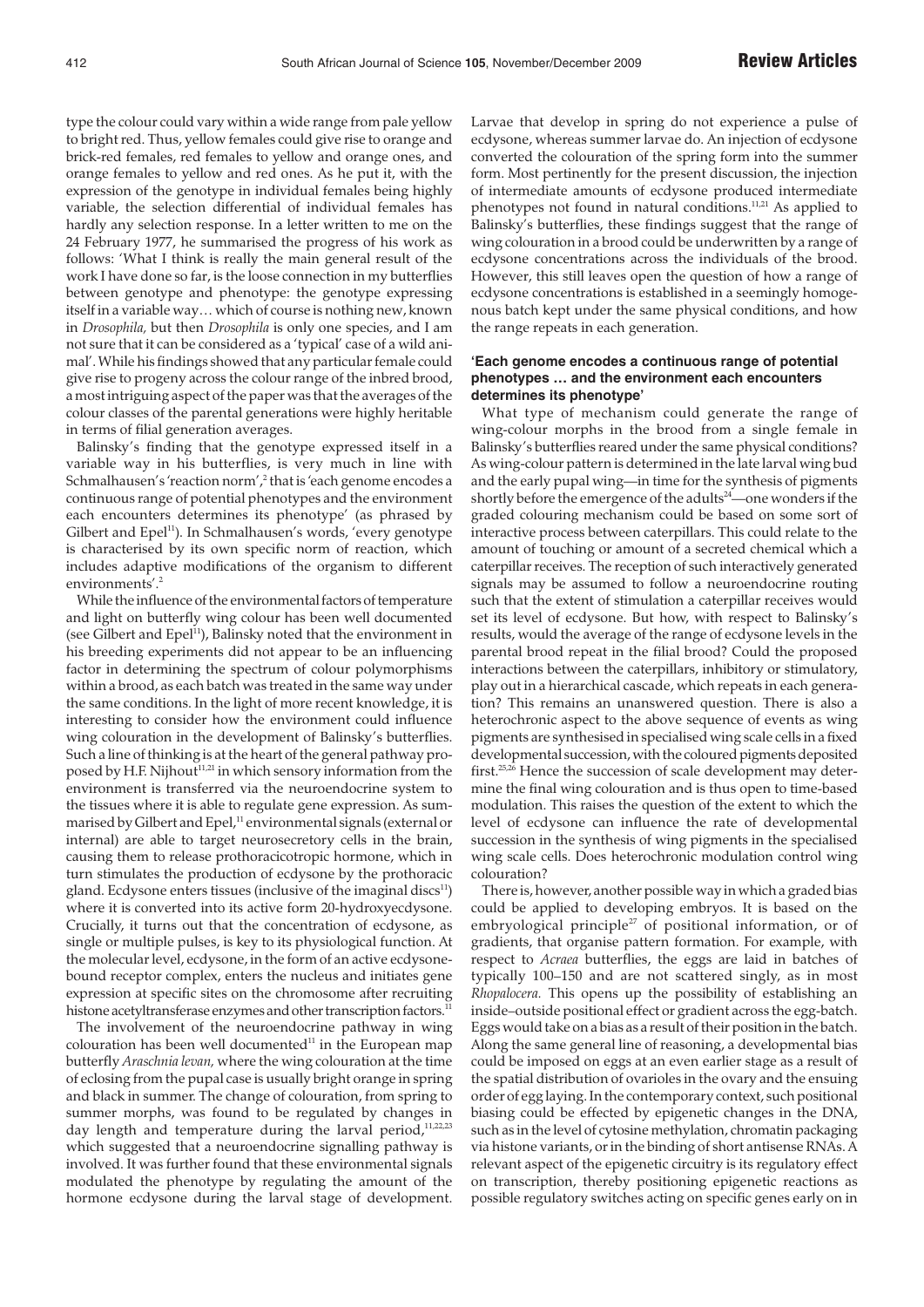type the colour could vary within a wide range from pale yellow to bright red. Thus, yellow females could give rise to orange and brick-red females, red females to yellow and orange ones, and orange females to yellow and red ones. As he put it, with the expression of the genotype in individual females being highly variable, the selection differential of individual females has hardly any selection response. In a letter written to me on the 24 February 1977, he summarised the progress of his work as follows: 'What I think is really the main general result of the work I have done so far, is the loose connection in my butterflies between genotype and phenotype: the genotype expressing itself in a variable way… which of course is nothing new, known in *Drosophila,* but then *Drosophila* is only one species, and I am not sure that it can be considered as a 'typical' case of a wild animal'. While his findings showed that any particular female could give rise to progeny across the colour range of the inbred brood, a most intriguing aspect of the paper was that the averages of the colour classes of the parental generations were highly heritable in terms of filial generation averages.

Balinsky's finding that the genotype expressed itself in a variable way in his butterflies, is very much in line with Schmalhausen's 'reaction norm',[2] that is 'each genome encodes a continuous range of potential phenotypes and the environment each encounters determines its phenotype' (as phrased by Gilbert and Epel[11]). In Schmalhausen's words, 'every genotype is characterised by its own specific norm of reaction, which includes adaptive modifications of the organism to different environments'.[2]

While the influence of the environmental factors of temperature and light on butterfly wing colour has been well documented (see Gilbert and Epel[11]), Balinsky noted that the environment in his breeding experiments did not appear to be an influencing factor in determining the spectrum of colour polymorphisms within a brood, as each batch was treated in the same way under the same conditions. In the light of more recent knowledge, it is interesting to consider how the environment could influence wing colouration in the development of Balinsky's butterflies. Such a line of thinking is at the heart of the general pathway proposed by H.F. Nijhout[11,21] in which sensory information from the environment is transferred via the neuroendocrine system to the tissues where it is able to regulate gene expression. As summarised by Gilbert and Epel,[11] environmental signals (external or internal) are able to target neurosecretory cells in the brain, causing them to release prothoracicotropic hormone, which in turn stimulates the production of ecdysone by the prothoracic gland. Ecdysone enters tissues (inclusive of the imaginal discs[11]) where it is converted into its active form 20-hydroxyecdysone. Crucially, it turns out that the concentration of ecdysone, as single or multiple pulses, is key to its physiological function. At the molecular level, ecdysone, in the form of an active ecdysone-bound receptor complex, enters the nucleus and initiates gene expression at specific sites on the chromosome after recruiting histone acetyltransferase enzymes and other transcription factors.[11]

The involvement of the neuroendocrine pathway in wing colouration has been well documented[11] in the European map butterfly *Araschnia levan,* where the wing colouration at the time of eclosing from the pupal case is usually bright orange in spring and black in summer. The change of colouration, from spring to summer morphs, was found to be regulated by changes in day length and temperature during the larval period,[11,22,23] which suggested that a neuroendocrine signalling pathway is involved. It was further found that these environmental signals modulated the phenotype by regulating the amount of the hormone ecdysone during the larval stage of development. Larvae that develop in spring do not experience a pulse of ecdysone, whereas summer larvae do. An injection of ecdysone converted the colouration of the spring form into the summer form. Most pertinently for the present discussion, the injection of intermediate amounts of ecdysone produced intermediate phenotypes not found in natural conditions.[11,21] As applied to Balinsky's butterflies, these findings suggest that the range of wing colouration in a brood could be underwritten by a range of ecdysone concentrations across the individuals of the brood. However, this still leaves open the question of how a range of ecdysone concentrations is established in a seemingly homogenous batch kept under the same physical conditions, and how the range repeats in each generation.

### 'Each genome encodes a continuous range of potential phenotypes … and the environment each encounters determines its phenotype'

What type of mechanism could generate the range of wing-colour morphs in the brood from a single female in Balinsky's butterflies reared under the same physical conditions? As wing-colour pattern is determined in the late larval wing bud and the early pupal wing—in time for the synthesis of pigments shortly before the emergence of the adults[24]—one wonders if the graded colouring mechanism could be based on some sort of interactive process between caterpillars. This could relate to the amount of touching or amount of a secreted chemical which a caterpillar receives. The reception of such interactively generated signals may be assumed to follow a neuroendocrine routing such that the extent of stimulation a caterpillar receives would set its level of ecdysone. But how, with respect to Balinsky's results, would the average of the range of ecdysone levels in the parental brood repeat in the filial brood? Could the proposed interactions between the caterpillars, inhibitory or stimulatory, play out in a hierarchical cascade, which repeats in each generation? This remains an unanswered question. There is also a heterochronic aspect to the above sequence of events as wing pigments are synthesised in specialised wing scale cells in a fixed developmental succession, with the coloured pigments deposited first.[25,26] Hence the succession of scale development may determine the final wing colouration and is thus open to time-based modulation. This raises the question of the extent to which the level of ecdysone can influence the rate of developmental succession in the synthesis of wing pigments in the specialised wing scale cells. Does heterochronic modulation control wing colouration?

There is, however, another possible way in which a graded bias could be applied to developing embryos. It is based on the embryological principle[27] of positional information, or of gradients, that organise pattern formation. For example, with respect to *Acraea* butterflies, the eggs are laid in batches of typically 100–150 and are not scattered singly, as in most *Rhopalocera.* This opens up the possibility of establishing an inside–outside positional effect or gradient across the egg-batch. Eggs would take on a bias as a result of their position in the batch. Along the same general line of reasoning, a developmental bias could be imposed on eggs at an even earlier stage as a result of the spatial distribution of ovarioles in the ovary and the ensuing order of egg laying. In the contemporary context, such positional biasing could be effected by epigenetic changes in the DNA, such as in the level of cytosine methylation, chromatin packaging via histone variants, or in the binding of short antisense RNAs. A relevant aspect of the epigenetic circuitry is its regulatory effect on transcription, thereby positioning epigenetic reactions as possible regulatory switches acting on specific genes early on in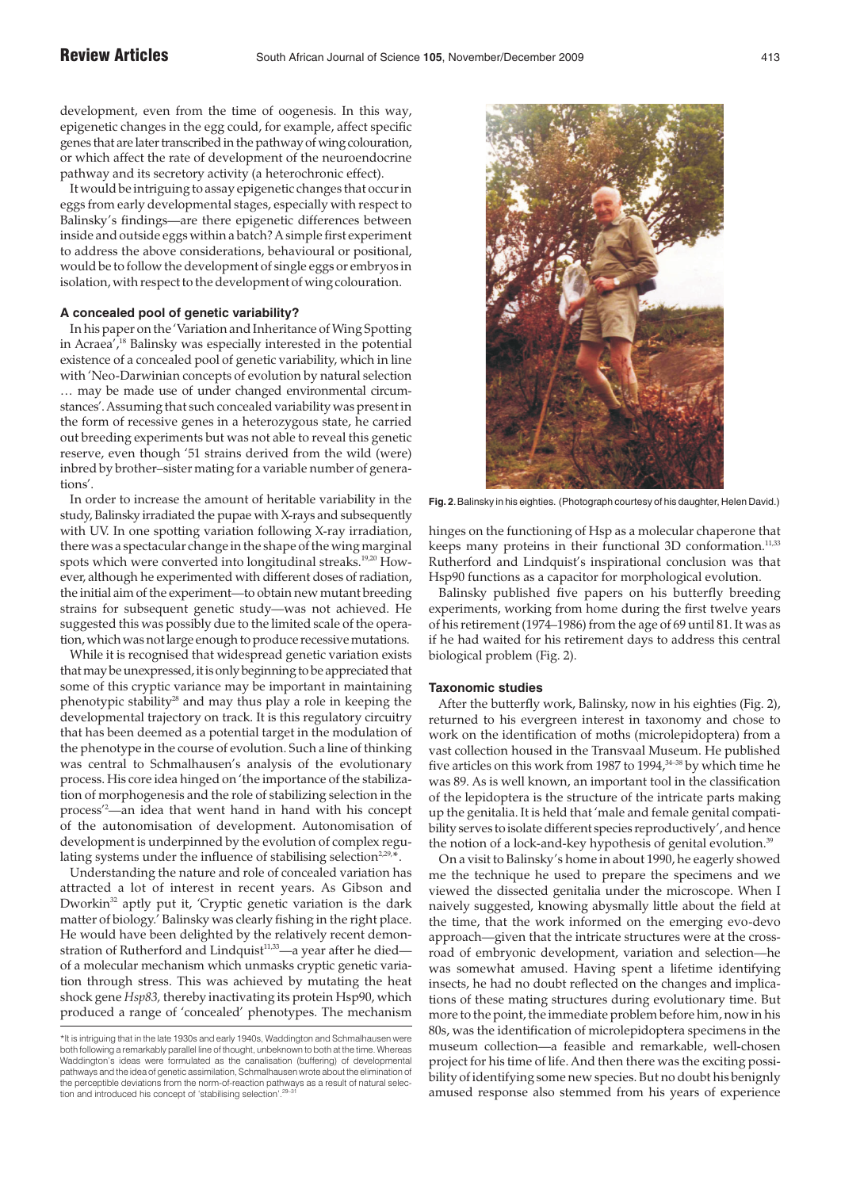development, even from the time of oogenesis. In this way, epigenetic changes in the egg could, for example, affect specific genes that are later transcribed in the pathway of wing colouration, or which affect the rate of development of the neuroendocrine pathway and its secretory activity (a heterochronic effect).

It would be intriguing to assay epigenetic changes that occur in eggs from early developmental stages, especially with respect to Balinsky's findings—are there epigenetic differences between inside and outside eggs within a batch? A simple first experiment to address the above considerations, behavioural or positional, would be to follow the development of single eggs or embryos in isolation, with respect to the development of wing colouration.

### A concealed pool of genetic variability?

In his paper on the 'Variation and Inheritance of Wing Spotting in Acraea',[18] Balinsky was especially interested in the potential existence of a concealed pool of genetic variability, which in line with 'Neo-Darwinian concepts of evolution by natural selection … may be made use of under changed environmental circumstances'. Assuming that such concealed variability was present in the form of recessive genes in a heterozygous state, he carried out breeding experiments but was not able to reveal this genetic reserve, even though '51 strains derived from the wild (were) inbred by brother–sister mating for a variable number of generations'.

In order to increase the amount of heritable variability in the study, Balinsky irradiated the pupae with X-rays and subsequently with UV. In one spotting variation following X-ray irradiation, there was a spectacular change in the shape of the wing marginal spots which were converted into longitudinal streaks.[19,20] However, although he experimented with different doses of radiation, the initial aim of the experiment—to obtain new mutant breeding strains for subsequent genetic study—was not achieved. He suggested this was possibly due to the limited scale of the operation, which was not large enough to produce recessive mutations.

While it is recognised that widespread genetic variation exists that may be unexpressed, it is only beginning to be appreciated that some of this cryptic variance may be important in maintaining phenotypic stability[28] and may thus play a role in keeping the developmental trajectory on track. It is this regulatory circuitry that has been deemed as a potential target in the modulation of the phenotype in the course of evolution. Such a line of thinking was central to Schmalhausen's analysis of the evolutionary process. His core idea hinged on 'the importance of the stabilization of morphogenesis and the role of stabilizing selection in the process'[2]—an idea that went hand in hand with his concept of the autonomisation of development. Autonomisation of development is underpinned by the evolution of complex regulating systems under the influence of stabilising selection[2,29,*].

Understanding the nature and role of concealed variation has attracted a lot of interest in recent years. As Gibson and Dworkin[32] aptly put it, 'Cryptic genetic variation is the dark matter of biology.' Balinsky was clearly fishing in the right place. He would have been delighted by the relatively recent demonstration of Rutherford and Lindquist[11,33]—a year after he died—of a molecular mechanism which unmasks cryptic genetic variation through stress. This was achieved by mutating the heat shock gene *Hsp83*, thereby inactivating its protein Hsp90, which produced a range of 'concealed' phenotypes. The mechanism hinges on the functioning of Hsp as a molecular chaperone that keeps many proteins in their functional 3D conformation.[11,33] Rutherford and Lindquist's inspirational conclusion was that Hsp90 functions as a capacitor for morphological evolution.

Balinsky published five papers on his butterfly breeding experiments, working from home during the first twelve years of his retirement (1974–1986) from the age of 69 until 81. It was as if he had waited for his retirement days to address this central biological problem (Fig. 2).

\*It is intriguing that in the late 1930s and early 1940s, Waddington and Schmalhausen were both following a remarkably parallel line of thought, unbeknown to both at the time. Whereas Waddington's ideas were formulated as the canalisation (buffering) of developmental pathways and the idea of genetic assimilation, Schmalhausen wrote about the elimination of the perceptible deviations from the norm-of-reaction pathways as a result of natural selection and introduced his concept of 'stabilising selection'.[29–31]

**Fig. 2**. Balinsky in his eighties. (Photograph courtesy of his daughter, Helen David.)

### Taxonomic studies

After the butterfly work, Balinsky, now in his eighties (Fig. 2), returned to his evergreen interest in taxonomy and chose to work on the identification of moths (microlepidoptera) from a vast collection housed in the Transvaal Museum. He published five articles on this work from 1987 to 1994,[34–38] by which time he was 89. As is well known, an important tool in the classification of the lepidoptera is the structure of the intricate parts making up the genitalia. It is held that 'male and female genital compatibility serves to isolate different species reproductively', and hence the notion of a lock-and-key hypothesis of genital evolution.[39]

On a visit to Balinsky's home in about 1990, he eagerly showed me the technique he used to prepare the specimens and we viewed the dissected genitalia under the microscope. When I naively suggested, knowing abysmally little about the field at the time, that the work informed on the emerging evo-devo approach—given that the intricate structures were at the crossroad of embryonic development, variation and selection—he was somewhat amused. Having spent a lifetime identifying insects, he had no doubt reflected on the changes and implications of these mating structures during evolutionary time. But more to the point, the immediate problem before him, now in his 80s, was the identification of microlepidoptera specimens in the museum collection—a feasible and remarkable, well-chosen project for his time of life. And then there was the exciting possibility of identifying some new species. But no doubt his benignly amused response also stemmed from his years of experience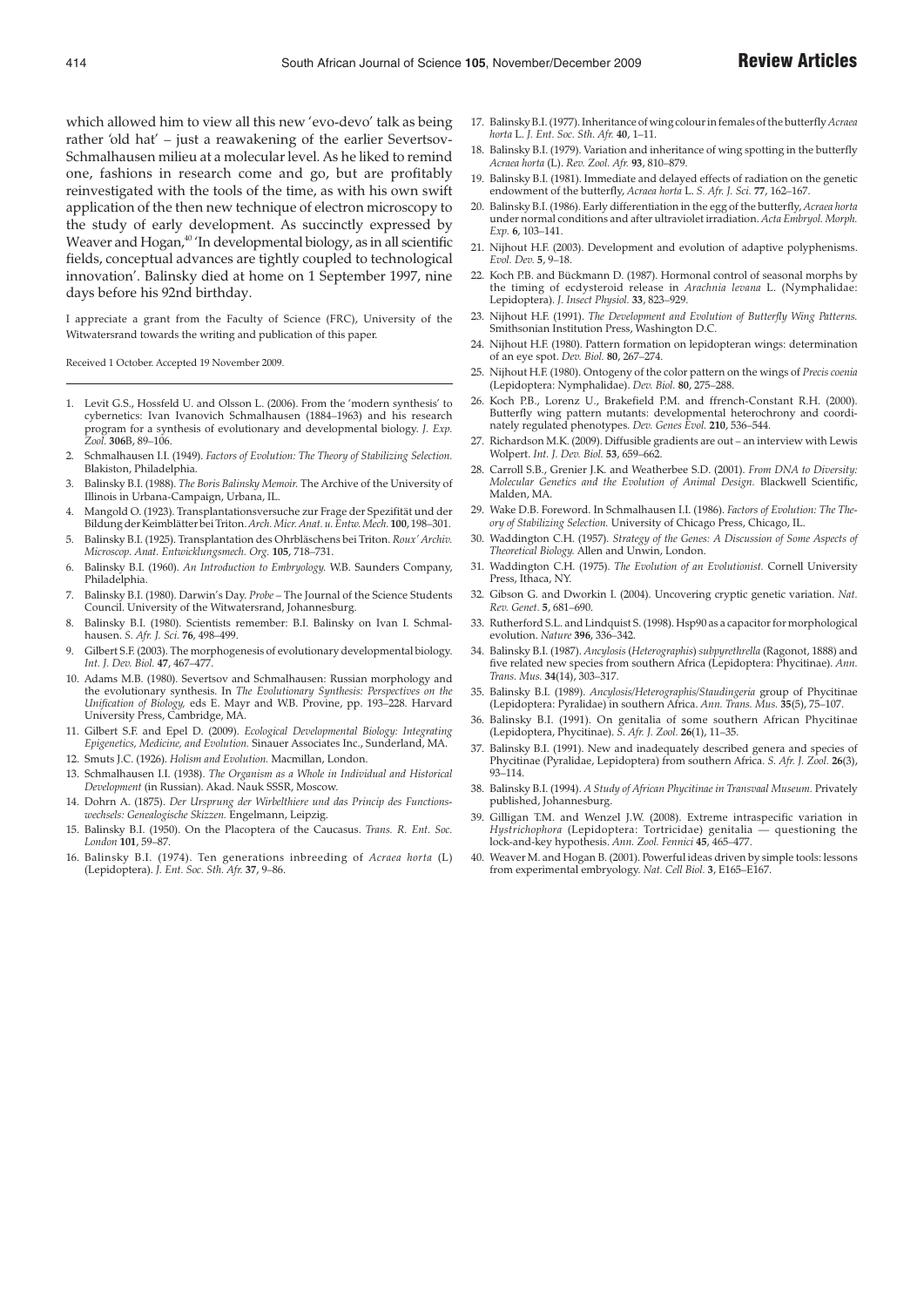which allowed him to view all this new 'evo-devo' talk as being rather 'old hat' – just a reawakening of the earlier Severtsov-Schmalhausen milieu at a molecular level. As he liked to remind one, fashions in research come and go, but are profitably reinvestigated with the tools of the time, as with his own swift application of the then new technique of electron microscopy to the study of early development. As succinctly expressed by Weaver and Hogan,[40] 'In developmental biology, as in all scientific fields, conceptual advances are tightly coupled to technological innovation'. Balinsky died at home on 1 September 1997, nine days before his 92nd birthday.

I appreciate a grant from the Faculty of Science (FRC), University of the Witwatersrand towards the writing and publication of this paper.

Received 1 October. Accepted 19 November 2009.

---

1. Levit G.S., Hossfeld U. and Olsson L. (2006). From the 'modern synthesis' to cybernetics: Ivan Ivanovich Schmalhausen (1884–1963) and his research program for a synthesis of evolutionary and developmental biology. *J. Exp. Zool.* **306B**, 89–106.
2. Schmalhausen I.I. (1949). *Factors of Evolution: The Theory of Stabilizing Selection.* Blakiston, Philadelphia.
3. Balinsky B.I. (1988). *The Boris Balinsky Memoir.* The Archive of the University of Illinois in Urbana-Campaign, Urbana, IL.
4. Mangold O. (1923). Transplantationsversuche zur Frage der Spezifität und der Bildung der Keimblätter bei Triton. *Arch. Micr. Anat. u. Entw. Mech.* **100**, 198–301.
5. Balinsky B.I. (1925). Transplantation des Ohrbläschens bei Triton. *Roux' Archiv. Microscop. Anat. Entwicklungsmech. Org.* **105**, 718–731.
6. Balinsky B.I. (1960). *An Introduction to Embryology.* W.B. Saunders Company, Philadelphia.
7. Balinsky B.I. (1980). Darwin's Day. *Probe* – The Journal of the Science Students Council. University of the Witwatersrand, Johannesburg.
8. Balinsky B.I. (1980). Scientists remember: B.I. Balinsky on Ivan I. Schmalhausen. *S. Afr. J. Sci.* **76**, 498–499.
9. Gilbert S.F. (2003). The morphogenesis of evolutionary developmental biology. *Int. J. Dev. Biol.* **47**, 467–477.
10. Adams M.B. (1980). Severtsov and Schmalhausen: Russian morphology and the evolutionary synthesis. In *The Evolutionary Synthesis: Perspectives on the Unification of Biology,* eds E. Mayr and W.B. Provine, pp. 193–228. Harvard University Press, Cambridge, MA.
11. Gilbert S.F. and Epel D. (2009). *Ecological Developmental Biology: Integrating Epigenetics, Medicine, and Evolution.* Sinauer Associates Inc., Sunderland, MA.
12. Smuts J.C. (1926). *Holism and Evolution.* Macmillan, London.
13. Schmalhausen I.I. (1938). *The Organism as a Whole in Individual and Historical Development* (in Russian). Akad. Nauk SSSR, Moscow.
14. Dohrn A. (1875). *Der Ursprung der Wirbelthiere und das Princip des Functionswechsels: Genealogische Skizzen.* Engelmann, Leipzig.
15. Balinsky B.I. (1950). On the Placoptera of the Caucasus. *Trans. R. Ent. Soc. London* **101**, 59–87.
16. Balinsky B.I. (1974). Ten generations inbreeding of *Acraea horta* (L) (Lepidoptera). *J. Ent. Soc. Sth. Afr.* **37**, 9–86.
17. Balinsky B.I. (1977). Inheritance of wing colour in females of the butterfly *Acraea horta* L. *J. Ent. Soc. Sth. Afr.* **40**, 1–11.
18. Balinsky B.I. (1979). Variation and inheritance of wing spotting in the butterfly *Acraea horta* (L). *Rev. Zool. Afr.* **93**, 810–879.
19. Balinsky B.I. (1981). Immediate and delayed effects of radiation on the genetic endowment of the butterfly, *Acraea horta* L. *S. Afr. J. Sci.* **77**, 162–167.
20. Balinsky B.I. (1986). Early differentiation in the egg of the butterfly, *Acraea horta* under normal conditions and after ultraviolet irradiation. *Acta Embryol. Morph. Exp.* **6**, 103–141.
21. Nijhout H.F. (2003). Development and evolution of adaptive polyphenisms. *Evol. Dev.* **5**, 9–18.
22. Koch P.B. and Bückmann D. (1987). Hormonal control of seasonal morphs by the timing of ecdysteroid release in *Arachnia levana* L. (Nymphalidae: Lepidoptera). *J. Insect Physiol.* **33**, 823–929.
23. Nijhout H.F. (1991). *The Development and Evolution of Butterfly Wing Patterns.* Smithsonian Institution Press, Washington D.C.
24. Nijhout H.F. (1980). Pattern formation on lepidopteran wings: determination of an eye spot. *Dev. Biol.* **80**, 267–274.
25. Nijhout H.F. (1980). Ontogeny of the color pattern on the wings of *Precis coenia* (Lepidoptera: Nymphalidae). *Dev. Biol.* **80**, 275–288.
26. Koch P.B., Lorenz U., Brakefield P.M. and ffrench-Constant R.H. (2000). Butterfly wing pattern mutants: developmental heterochrony and coordinately regulated phenotypes. *Dev. Genes Evol.* **210**, 536–544.
27. Richardson M.K. (2009). Diffusible gradients are out – an interview with Lewis Wolpert. *Int. J. Dev. Biol.* **53**, 659–662.
28. Carroll S.B., Grenier J.K. and Weatherbee S.D. (2001). *From DNA to Diversity: Molecular Genetics and the Evolution of Animal Design.* Blackwell Scientific, Malden, MA.
29. Wake D.B. Foreword. In Schmalhausen I.I. (1986). *Factors of Evolution: The Theory of Stabilizing Selection.* University of Chicago Press, Chicago, IL.
30. Waddington C.H. (1957). *Strategy of the Genes: A Discussion of Some Aspects of Theoretical Biology.* Allen and Unwin, London.
31. Waddington C.H. (1975). *The Evolution of an Evolutionist.* Cornell University Press, Ithaca, NY.
32. Gibson G. and Dworkin I. (2004). Uncovering cryptic genetic variation. *Nat. Rev. Genet.* **5**, 681–690.
33. Rutherford S.L. and Lindquist S. (1998). Hsp90 as a capacitor for morphological evolution. *Nature* **396**, 336–342.
34. Balinsky B.I. (1987). *Ancylosis* (*Heterographis*) *subpyrethrella* (Ragonot, 1888) and five related new species from southern Africa (Lepidoptera: Phycitinae). *Ann. Trans. Mus.* **34**(14), 303–317.
35. Balinsky B.I. (1989). *Ancylosis/Heterographis/Staudingeria* group of Phycitinae (Lepidoptera: Pyralidae) in southern Africa. *Ann. Trans. Mus.* **35**(5), 75–107.
36. Balinsky B.I. (1991). On genitalia of some southern African Phycitinae (Lepidoptera, Phycitinae). *S. Afr. J. Zool.* **26**(1), 11–35.
37. Balinsky B.I. (1991). New and inadequately described genera and species of Phycitinae (Pyralidae, Lepidoptera) from southern Africa. *S. Afr. J. Zool.* **26**(3), 93–114.
38. Balinsky B.I. (1994). *A Study of African Phycitinae in Transvaal Museum.* Privately published, Johannesburg.
39. Gilligan T.M. and Wenzel J.W. (2008). Extreme intraspecific variation in *Hystrichophora* (Lepidoptera: Tortricidae) genitalia — questioning the lock-and-key hypothesis. *Ann. Zool. Fennici* **45**, 465–477.
40. Weaver M. and Hogan B. (2001). Powerful ideas driven by simple tools: lessons from experimental embryology. *Nat. Cell Biol.* **3**, E165–E167.